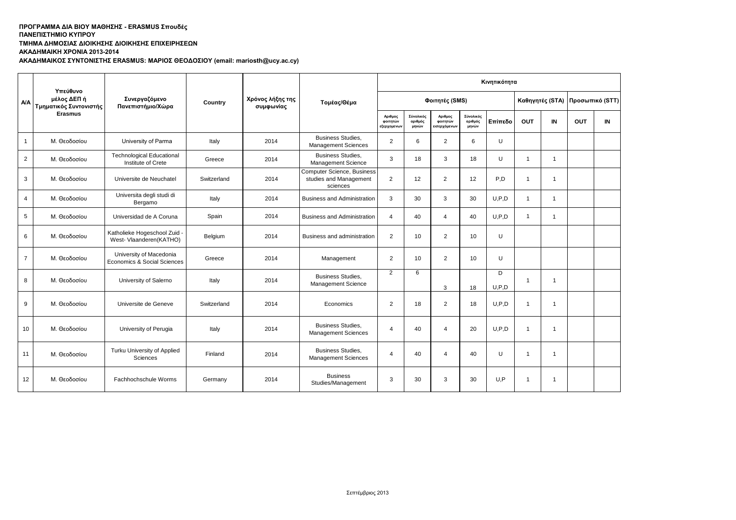**ΠΡΟΓΡΑΜΜΑ ΔΙΑ ΒΙΟΥ ΜΑΘΗΣΗΣ - ERASMUS Σπουδές**
**ΠΑΝΕΠΙΣΤΗΜΙΟ ΚΥΠΡΟΥ**
**ΤΜΗΜΑ ΔΗΜΟΣΙΑΣ ΔΙΟΙΚΗΣΗΣ ΔΙΟΙΚΗΣΗΣ ΕΠΙΧΕΙΡΗΣΕΩΝ**
**ΑΚΑΔΗΜΑΙΚΗ ΧΡΟΝΙΑ 2013-2014**
**ΑΚΑΔΗΜΑΙΚΟΣ ΣΥΝΤΟΝΙΣΤΗΣ ERASMUS: ΜΑΡΙΟΣ ΘΕΟΔΟΣΙΟΥ (email: mariosth@ucy.ac.cy)**

| Α/Α | Υπεύθυνο μέλος ΔΕΠ ή Τμηματικός Συντονιστής Erasmus | Συνεργαζόμενο Πανεπιστήμιο/Χώρα | Country | Χρόνος λήξης της συμφωνίας | Τομέας/Θέμα | Κινητικότητα | | | | | | | | |
|---|---|---|---|---|---|---|---|---|---|---|---|---|---|---|
| | | | | | | Φοιτητές (SMS) | | | | | Καθηγητές (STA) | | Προσωπικό (STT) | |
| | | | | | | Αριθμος φοιτητών εξερχομενων | Σύνολικός αριθμός μηνών | Αριθμος φοιτητών εισερχόμενων | Σύνολικός αριθμός μηνών | Επίπεδο | OUT | IN | OUT | IN |
| 1 | Μ. Θεοδοσίου | University of Parma | Italy | 2014 | Business Studies, Management Sciences | 2 | 6 | 2 | 6 | U | | | | |
| 2 | Μ. Θεοδοσίου | Technological Educational Institute of Crete | Greece | 2014 | Business Studies, Management Science | 3 | 18 | 3 | 18 | U | 1 | 1 | | |
| 3 | Μ. Θεοδοσίου | Universite de Neuchatel | Switzerland | 2014 | Computer Science, Business studies and Management sciences | 2 | 12 | 2 | 12 | P,D | 1 | 1 | | |
| 4 | Μ. Θεοδοσίου | Universita degli studi di Bergamo | Italy | 2014 | Business and Administration | 3 | 30 | 3 | 30 | U,P,D | 1 | 1 | | |
| 5 | Μ. Θεοδοσίου | Universidad de A Coruna | Spain | 2014 | Business and Administration | 4 | 40 | 4 | 40 | U,P,D | 1 | 1 | | |
| 6 | Μ. Θεοδοσίου | Katholieke Hogeschool Zuid - West- Vlaanderen(KATHO) | Belgium | 2014 | Business and administration | 2 | 10 | 2 | 10 | U | | | | |
| 7 | Μ. Θεοδοσίου | University of Macedonia Economics & Social Sciences | Greece | 2014 | Management | 2 | 10 | 2 | 10 | U | | | | |
| 8 | Μ. Θεοδοσίου | University of Salerno | Italy | 2014 | Business Studies, Management Science | 2 | 6 | 3 | 18 | D<br>U,P,D | 1 | 1 | | |
| 9 | Μ. Θεοδοσίου | Universite de Geneve | Switzerland | 2014 | Economics | 2 | 18 | 2 | 18 | U,P,D | 1 | 1 | | |
| 10 | Μ. Θεοδοσίου | University of Perugia | Italy | 2014 | Business Studies, Management Sciences | 4 | 40 | 4 | 20 | U,P,D | 1 | 1 | | |
| 11 | Μ. Θεοδοσίου | Turku University of Applied Sciences | Finland | 2014 | Business Studies, Management Sciences | 4 | 40 | 4 | 40 | U | 1 | 1 | | |
| 12 | Μ. Θεοδοσίου | Fachhochschule Worms | Germany | 2014 | Business Studies/Management | 3 | 30 | 3 | 30 | U,P | 1 | 1 | | |

Σεπτέμβριος 2013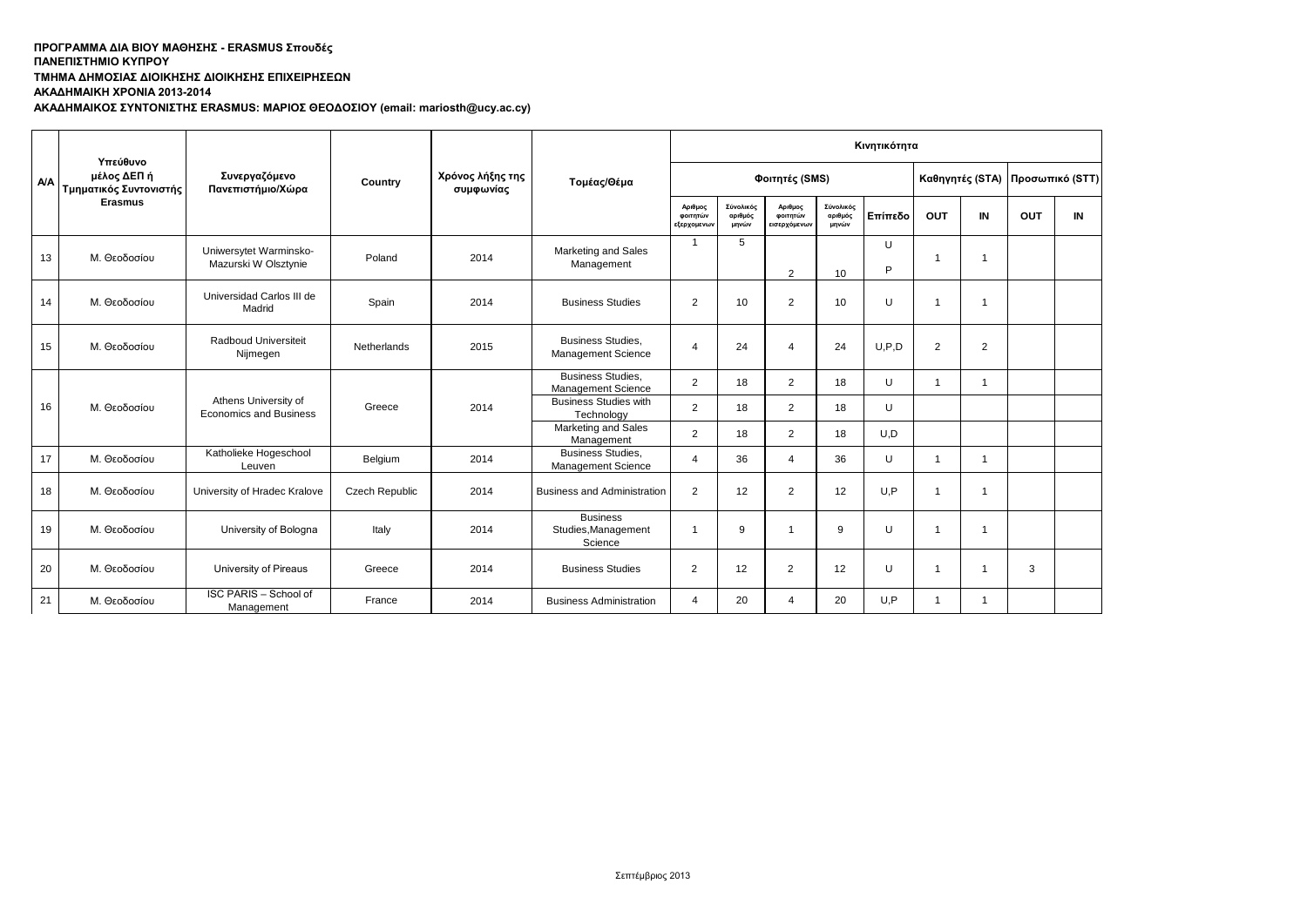**ΠΡΟΓΡΑΜΜΑ ΔΙΑ ΒΙΟΥ ΜΑΘΗΣΗΣ - ERASMUS Σπουδές**
**ΠΑΝΕΠΙΣΤΗΜΙΟ ΚΥΠΡΟΥ**
**ΤΜΗΜΑ ΔΗΜΟΣΙΑΣ ΔΙΟΙΚΗΣΗΣ ΔΙΟΙΚΗΣΗΣ ΕΠΙΧΕΙΡΗΣΕΩΝ**
**ΑΚΑΔΗΜΑΙΚΗ ΧΡΟΝΙΑ 2013-2014**
**ΑΚΑΔΗΜΑΙΚΟΣ ΣΥΝΤΟΝΙΣΤΗΣ ERASMUS: ΜΑΡΙΟΣ ΘΕΟΔΟΣΙΟΥ (email: mariosth@ucy.ac.cy)**

| Α/Α | Υπεύθυνο μέλος ΔΕΠ ή Τμηματικός Συντονιστής Erasmus | Συνεργαζόμενο Πανεπιστήμιο/Χώρα | Country | Χρόνος λήξης της συμφωνίας | Τομέας/Θέμα | Κινητικότητα | | | | | | | | |
|---|---|---|---|---|---|---|---|---|---|---|---|---|---|---|
| | | | | | | Φοιτητές (SMS) | | | | | Καθηγητές (STA) | | Προσωπικό (STT) | |
| | | | | | | Αριθμος φοιτητών εξερχομενων | Σύνολικός αριθμός μηνών | Αριθμος φοιτητών εισερχόμενων | Σύνολικός αριθμός μηνών | Επίπεδο | OUT | IN | OUT | IN |
| 13 | Μ. Θεοδοσίου | Uniwersytet Warminsko-Mazurski W Olsztynie | Poland | 2014 | Marketing and Sales Management | 1 | 5 | 2 | 10 | U P | 1 | 1 | | |
| 14 | Μ. Θεοδοσίου | Universidad Carlos III de Madrid | Spain | 2014 | Business Studies | 2 | 10 | 2 | 10 | U | 1 | 1 | | |
| 15 | Μ. Θεοδοσίου | Radboud Universiteit Nijmegen | Netherlands | 2015 | Business Studies, Management Science | 4 | 24 | 4 | 24 | U,P,D | 2 | 2 | | |
| 16 | Μ. Θεοδοσίου | Athens University of Economics and Business | Greece | 2014 | Business Studies, Management Science | 2 | 18 | 2 | 18 | U | 1 | 1 | | |
| | | | | | Business Studies with Technology | 2 | 18 | 2 | 18 | U | | | | |
| | | | | | Marketing and Sales Management | 2 | 18 | 2 | 18 | U,D | | | | |
| 17 | Μ. Θεοδοσίου | Katholieke Hogeschool Leuven | Belgium | 2014 | Business Studies, Management Science | 4 | 36 | 4 | 36 | U | 1 | 1 | | |
| 18 | Μ. Θεοδοσίου | University of Hradec Kralove | Czech Republic | 2014 | Business and Administration | 2 | 12 | 2 | 12 | U,P | 1 | 1 | | |
| 19 | Μ. Θεοδοσίου | University of Bologna | Italy | 2014 | Business Studies,Management Science | 1 | 9 | 1 | 9 | U | 1 | 1 | | |
| 20 | Μ. Θεοδοσίου | University of Pireaus | Greece | 2014 | Business Studies | 2 | 12 | 2 | 12 | U | 1 | 1 | 3 | |
| 21 | Μ. Θεοδοσίου | ISC PARIS – School of Management | France | 2014 | Business Administration | 4 | 20 | 4 | 20 | U,P | 1 | 1 | | |

Σεπτέμβριος 2013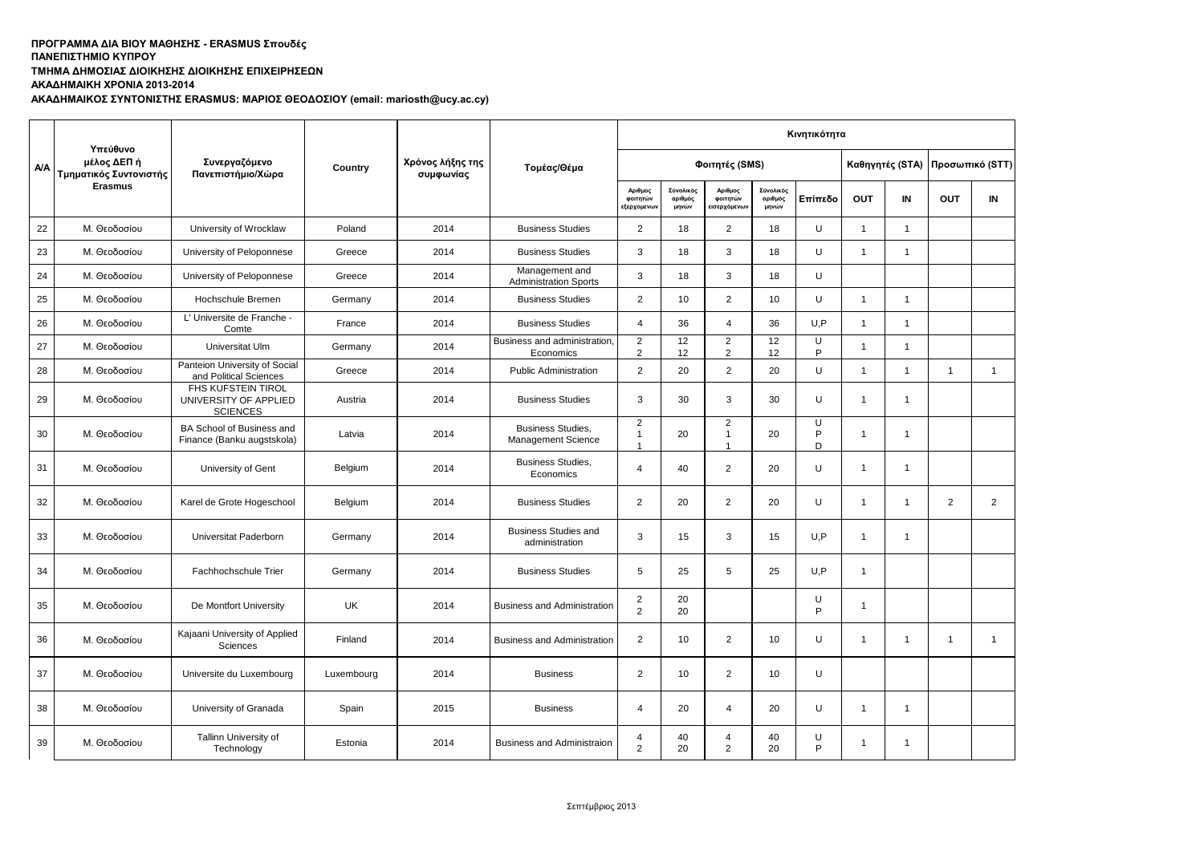**ΠΡΟΓΡΑΜΜΑ ΔΙΑ ΒΙΟΥ ΜΑΘΗΣΗΣ - ERASMUS Σπουδές**
**ΠΑΝΕΠΙΣΤΗΜΙΟ ΚΥΠΡΟΥ**
**ΤΜΗΜΑ ΔΗΜΟΣΙΑΣ ΔΙΟΙΚΗΣΗΣ ΔΙΟΙΚΗΣΗΣ ΕΠΙΧΕΙΡΗΣΕΩΝ**
**ΑΚΑΔΗΜΑΙΚΗ ΧΡΟΝΙΑ 2013-2014**
**ΑΚΑΔΗΜΑΙΚΟΣ ΣΥΝΤΟΝΙΣΤΗΣ ERASMUS: ΜΑΡΙΟΣ ΘΕΟΔΟΣΙΟΥ (email: mariosth@ucy.ac.cy)**

| Α/Α | Υπεύθυνο μέλος ΔΕΠ ή Τμηματικός Συντονιστής Erasmus | Συνεργαζόμενο Πανεπιστήμιο/Χώρα | Country | Χρόνος λήξης της συμφωνίας | Τομέας/Θέμα | Κινητικότητα | | | | | | | | |
|---|---|---|---|---|---|---|---|---|---|---|---|---|---|---|
| | | | | | | Φοιτητές (SMS) | | | | | Καθηγητές (STA) | | Προσωπικό (STT) | |
| | | | | | | Αριθμος φοιτητών εξερχομενων | Σύνολικός αριθμός μηνών | Αριθμος φοιτητών εισερχόμενων | Σύνολικός αριθμός μηνών | Επίπεδο | OUT | IN | OUT | IN |
| 22 | Μ. Θεοδοσίου | University of Wrocklaw | Poland | 2014 | Business Studies | 2 | 18 | 2 | 18 | U | 1 | 1 | | |
| 23 | Μ. Θεοδοσίου | University of Peloponnese | Greece | 2014 | Business Studies | 3 | 18 | 3 | 18 | U | 1 | 1 | | |
| 24 | Μ. Θεοδοσίου | University of Peloponnese | Greece | 2014 | Management and Administration Sports | 3 | 18 | 3 | 18 | U | | | | |
| 25 | Μ. Θεοδοσίου | Hochschule Bremen | Germany | 2014 | Business Studies | 2 | 10 | 2 | 10 | U | 1 | 1 | | |
| 26 | Μ. Θεοδοσίου | L' Universite de Franche - Comte | France | 2014 | Business Studies | 4 | 36 | 4 | 36 | U,P | 1 | 1 | | |
| 27 | Μ. Θεοδοσίου | Universitat Ulm | Germany | 2014 | Business and administration, Economics | 2<br>2 | 12<br>12 | 2<br>2 | 12<br>12 | U<br>P | 1 | 1 | | |
| 28 | Μ. Θεοδοσίου | Panteion University of Social and Political Sciences | Greece | 2014 | Public Administration | 2 | 20 | 2 | 20 | U | 1 | 1 | 1 | 1 |
| 29 | Μ. Θεοδοσίου | FHS KUFSTEIN TIROL UNIVERSITY OF APPLIED SCIENCES | Austria | 2014 | Business Studies | 3 | 30 | 3 | 30 | U | 1 | 1 | | |
| 30 | Μ. Θεοδοσίου | BA School of Business and Finance (Banku augstskola) | Latvia | 2014 | Business Studies, Management Science | 2<br>1<br>1 | 20 | 2<br>1<br>1 | 20 | U<br>P<br>D | 1 | 1 | | |
| 31 | Μ. Θεοδοσίου | University of Gent | Belgium | 2014 | Business Studies, Economics | 4 | 40 | 2 | 20 | U | 1 | 1 | | |
| 32 | Μ. Θεοδοσίου | Karel de Grote Hogeschool | Belgium | 2014 | Business Studies | 2 | 20 | 2 | 20 | U | 1 | 1 | 2 | 2 |
| 33 | Μ. Θεοδοσίου | Universitat Paderborn | Germany | 2014 | Business Studies and administration | 3 | 15 | 3 | 15 | U,P | 1 | 1 | | |
| 34 | Μ. Θεοδοσίου | Fachhochschule Trier | Germany | 2014 | Business Studies | 5 | 25 | 5 | 25 | U,P | 1 | | | |
| 35 | Μ. Θεοδοσίου | De Montfort University | UK | 2014 | Business and Administration | 2<br>2 | 20<br>20 | | | U<br>P | 1 | | | |
| 36 | Μ. Θεοδοσίου | Kajaani University of Applied Sciences | Finland | 2014 | Business and Administration | 2 | 10 | 2 | 10 | U | 1 | 1 | 1 | 1 |
| 37 | Μ. Θεοδοσίου | Universite du Luxembourg | Luxembourg | 2014 | Business | 2 | 10 | 2 | 10 | U | | | | |
| 38 | Μ. Θεοδοσίου | University of Granada | Spain | 2015 | Business | 4 | 20 | 4 | 20 | U | 1 | 1 | | |
| 39 | Μ. Θεοδοσίου | Tallinn University of Technology | Estonia | 2014 | Business and Administraion | 4<br>2 | 40<br>20 | 4<br>2 | 40<br>20 | U<br>P | 1 | 1 | | |

Σεπτέμβριος 2013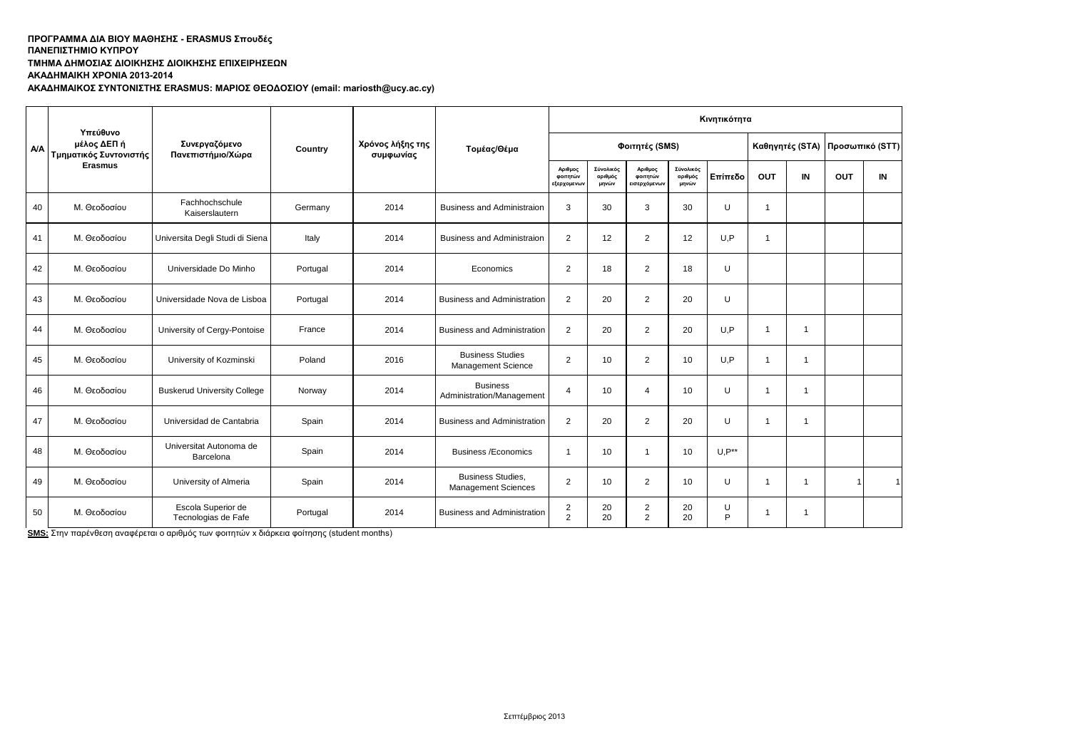**ΠΡΟΓΡΑΜΜΑ ΔΙΑ ΒΙΟΥ ΜΑΘΗΣΗΣ - ERASMUS Σπουδές**
**ΠΑΝΕΠΙΣΤΗΜΙΟ ΚΥΠΡΟΥ**
**ΤΜΗΜΑ ΔΗΜΟΣΙΑΣ ΔΙΟΙΚΗΣΗΣ ΔΙΟΙΚΗΣΗΣ ΕΠΙΧΕΙΡΗΣΕΩΝ**
**ΑΚΑΔΗΜΑΙΚΗ ΧΡΟΝΙΑ 2013-2014**
**ΑΚΑΔΗΜΑΙΚΟΣ ΣΥΝΤΟΝΙΣΤΗΣ ERASMUS: ΜΑΡΙΟΣ ΘΕΟΔΟΣΙΟΥ (email: mariosth@ucy.ac.cy)**

| Α/Α | Υπεύθυνο μέλος ΔΕΠ ή Τμηματικός Συντονιστής Erasmus | Συνεργαζόμενο Πανεπιστήμιο/Χώρα | Country | Χρόνος λήξης της συμφωνίας | Τομέας/Θέμα | Κινητικότητα | | | | | | | | |
|---|---|---|---|---|---|---|---|---|---|---|---|---|---|---|
| | | | | | | Φοιτητές (SMS) | | | | | Καθηγητές (STA) | | Προσωπικό (STT) | |
| | | | | | | Αριθμος φοιτητών εξερχομενων | Σύνολικός αριθμός μηνών | Αριθμος φοιτητών εισερχόμενων | Σύνολικός αριθμός μηνών | Επίπεδο | OUT | IN | OUT | IN |
| 40 | Μ. Θεοδοσίου | Fachhochschule Kaiserslautern | Germany | 2014 | Business and Administraion | 3 | 30 | 3 | 30 | U | 1 | | | |
| 41 | Μ. Θεοδοσίου | Universita Degli Studi di Siena | Italy | 2014 | Business and Administraion | 2 | 12 | 2 | 12 | U,P | 1 | | | |
| 42 | Μ. Θεοδοσίου | Universidade Do Minho | Portugal | 2014 | Economics | 2 | 18 | 2 | 18 | U | | | | |
| 43 | Μ. Θεοδοσίου | Universidade Nova de Lisboa | Portugal | 2014 | Business and Administration | 2 | 20 | 2 | 20 | U | | | | |
| 44 | Μ. Θεοδοσίου | University of Cergy-Pontoise | France | 2014 | Business and Administration | 2 | 20 | 2 | 20 | U,P | 1 | 1 | | |
| 45 | Μ. Θεοδοσίου | University of Kozminski | Poland | 2016 | Business Studies Management Science | 2 | 10 | 2 | 10 | U,P | 1 | 1 | | |
| 46 | Μ. Θεοδοσίου | Buskerud University College | Norway | 2014 | Business Administration/Management | 4 | 10 | 4 | 10 | U | 1 | 1 | | |
| 47 | Μ. Θεοδοσίου | Universidad de Cantabria | Spain | 2014 | Business and Administration | 2 | 20 | 2 | 20 | U | 1 | 1 | | |
| 48 | Μ. Θεοδοσίου | Universitat Autonoma de Barcelona | Spain | 2014 | Business /Economics | 1 | 10 | 1 | 10 | U,P** | | | | |
| 49 | Μ. Θεοδοσίου | University of Almeria | Spain | 2014 | Business Studies, Management Sciences | 2 | 10 | 2 | 10 | U | 1 | 1 | 1 | 1 |
| 50 | Μ. Θεοδοσίου | Escola Superior de Tecnologias de Fafe | Portugal | 2014 | Business and Administration | 2<br>2 | 20<br>20 | 2<br>2 | 20<br>20 | U<br>P | 1 | 1 | | |

**SMS:** Στην παρένθεση αναφέρεται ο αριθμός των φοιτητών x διάρκεια φοίτησης (student months)

Σεπτέμβριος 2013